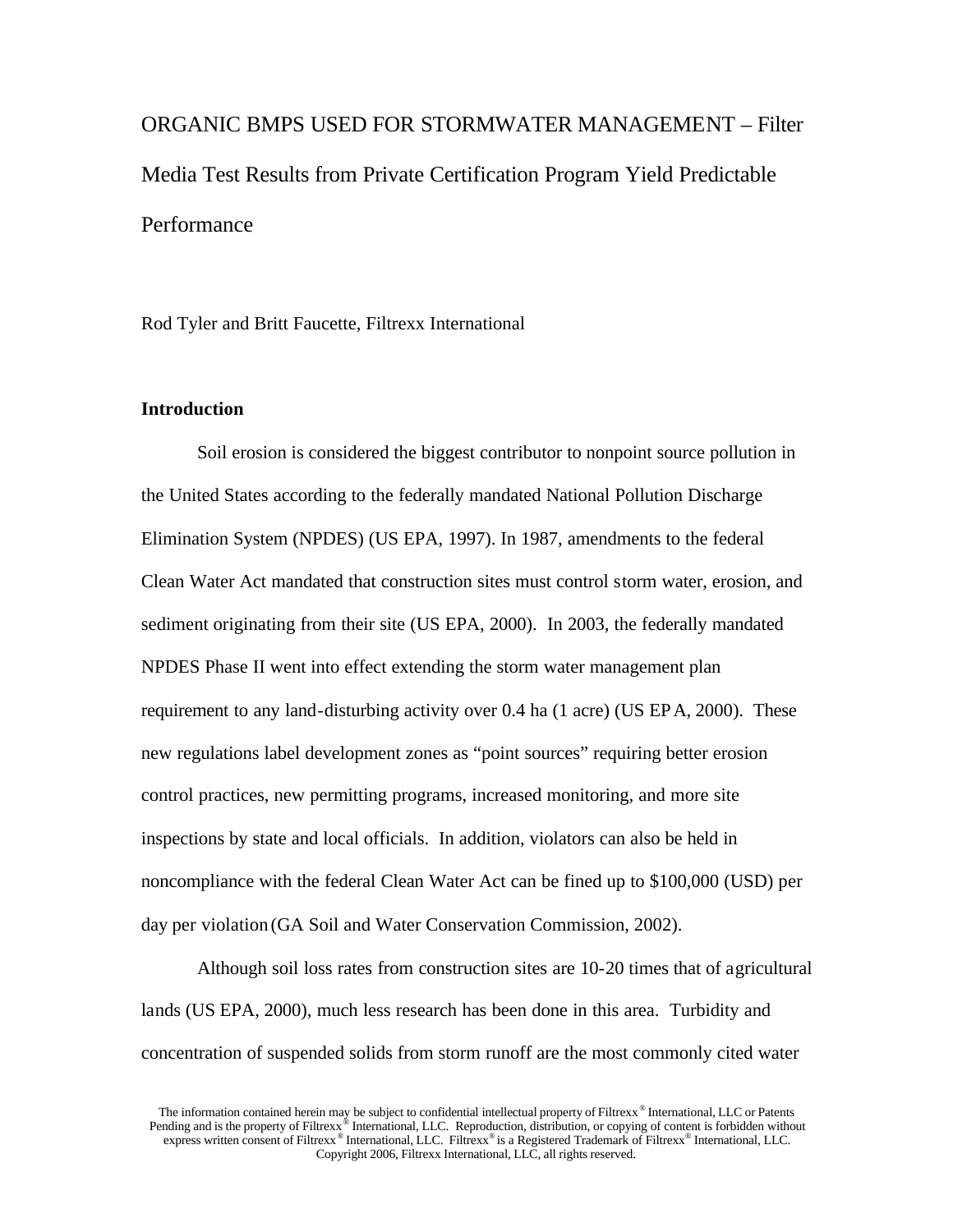# ORGANIC BMPS USED FOR STORMWATER MANAGEMENT – Filter Media Test Results from Private Certification Program Yield Predictable Performance

Rod Tyler and Britt Faucette, Filtrexx International

## Introduction

Soil erosion is considered the biggest contributor to nonpoint source pollution in the United States according to the federally mandated National Pollution Discharge Elimination System (NPDES) (US EPA, 1997). In 1987, amendments to the federal Clean Water Act mandated that construction sites must control storm water, erosion, and sediment originating from their site (US EPA, 2000). In 2003, the federally mandated NPDES Phase II went into effect extending the storm water management plan requirement to any land-disturbing activity over 0.4 ha (1 acre) (US EPA, 2000). These new regulations label development zones as "point sources" requiring better erosion control practices, new permitting programs, increased monitoring, and more site inspections by state and local officials. In addition, violators can also be held in noncompliance with the federal Clean Water Act can be fined up to $100,000 (USD) per day per violation (GA Soil and Water Conservation Commission, 2002).

Although soil loss rates from construction sites are 10-20 times that of agricultural lands (US EPA, 2000), much less research has been done in this area. Turbidity and concentration of suspended solids from storm runoff are the most commonly cited water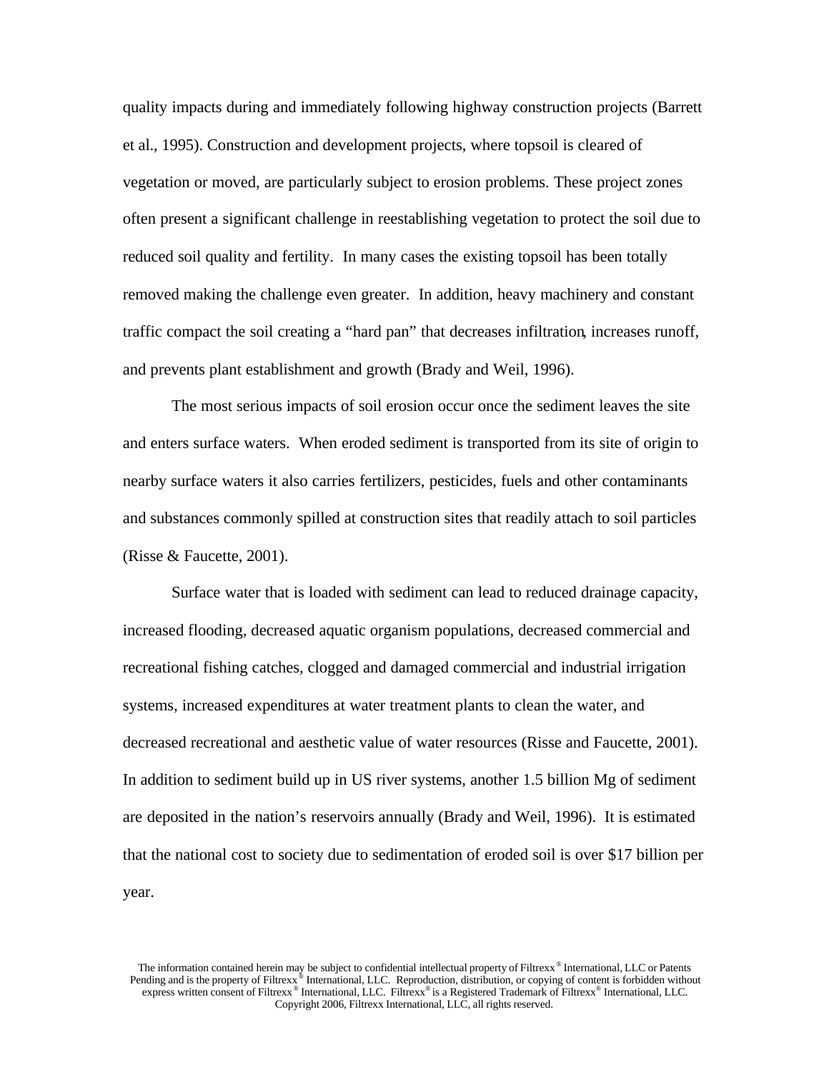quality impacts during and immediately following highway construction projects (Barrett et al., 1995). Construction and development projects, where topsoil is cleared of vegetation or moved, are particularly subject to erosion problems. These project zones often present a significant challenge in reestablishing vegetation to protect the soil due to reduced soil quality and fertility. In many cases the existing topsoil has been totally removed making the challenge even greater. In addition, heavy machinery and constant traffic compact the soil creating a "hard pan" that decreases infiltration, increases runoff, and prevents plant establishment and growth (Brady and Weil, 1996).

The most serious impacts of soil erosion occur once the sediment leaves the site and enters surface waters. When eroded sediment is transported from its site of origin to nearby surface waters it also carries fertilizers, pesticides, fuels and other contaminants and substances commonly spilled at construction sites that readily attach to soil particles (Risse & Faucette, 2001).

Surface water that is loaded with sediment can lead to reduced drainage capacity, increased flooding, decreased aquatic organism populations, decreased commercial and recreational fishing catches, clogged and damaged commercial and industrial irrigation systems, increased expenditures at water treatment plants to clean the water, and decreased recreational and aesthetic value of water resources (Risse and Faucette, 2001). In addition to sediment build up in US river systems, another 1.5 billion Mg of sediment are deposited in the nation's reservoirs annually (Brady and Weil, 1996). It is estimated that the national cost to society due to sedimentation of eroded soil is over $17 billion per year.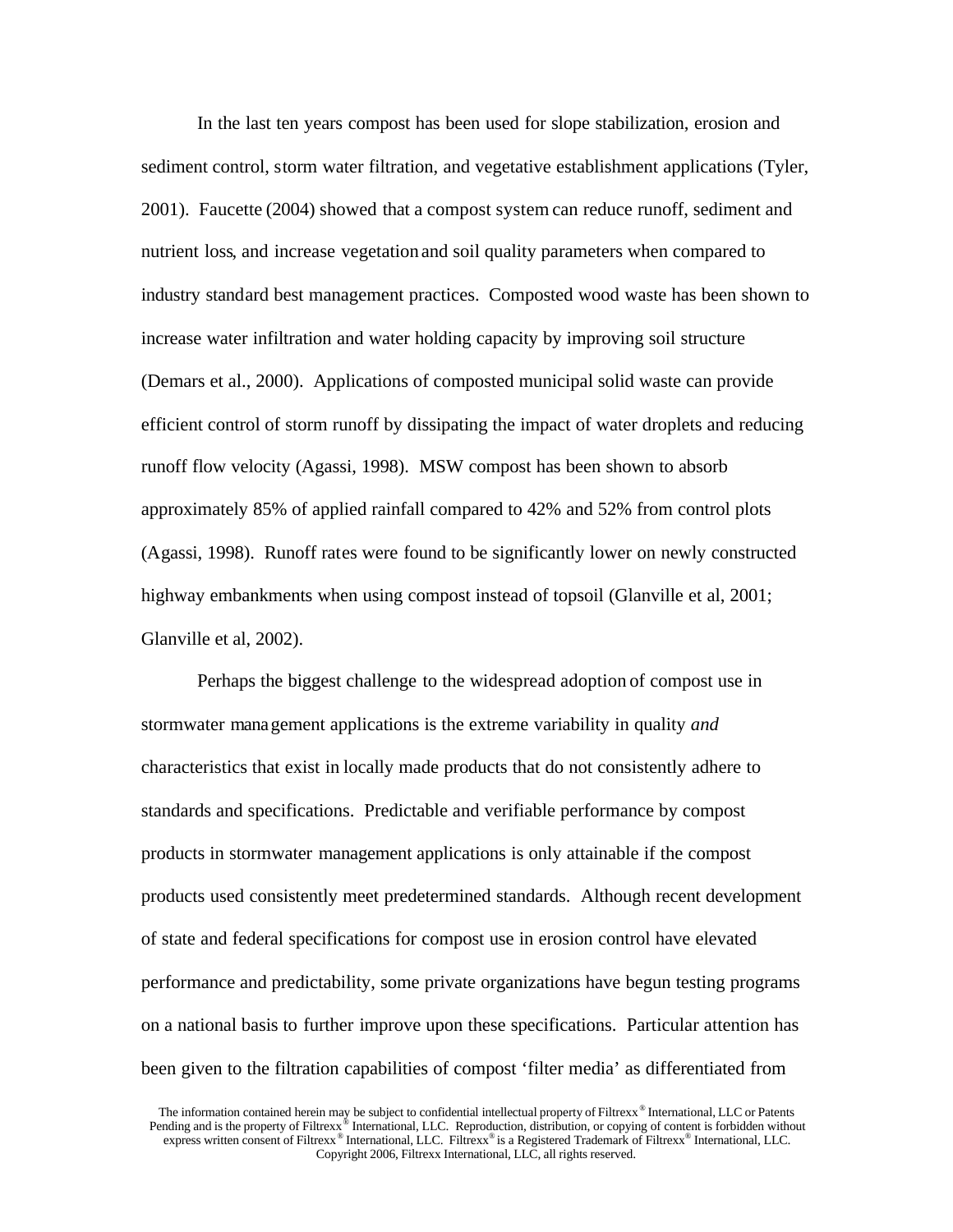In the last ten years compost has been used for slope stabilization, erosion and sediment control, storm water filtration, and vegetative establishment applications (Tyler, 2001). Faucette (2004) showed that a compost system can reduce runoff, sediment and nutrient loss, and increase vegetation and soil quality parameters when compared to industry standard best management practices. Composted wood waste has been shown to increase water infiltration and water holding capacity by improving soil structure (Demars et al., 2000). Applications of composted municipal solid waste can provide efficient control of storm runoff by dissipating the impact of water droplets and reducing runoff flow velocity (Agassi, 1998). MSW compost has been shown to absorb approximately 85% of applied rainfall compared to 42% and 52% from control plots (Agassi, 1998). Runoff rates were found to be significantly lower on newly constructed highway embankments when using compost instead of topsoil (Glanville et al, 2001; Glanville et al, 2002).

Perhaps the biggest challenge to the widespread adoption of compost use in stormwater management applications is the extreme variability in quality *and* characteristics that exist in locally made products that do not consistently adhere to standards and specifications. Predictable and verifiable performance by compost products in stormwater management applications is only attainable if the compost products used consistently meet predetermined standards. Although recent development of state and federal specifications for compost use in erosion control have elevated performance and predictability, some private organizations have begun testing programs on a national basis to further improve upon these specifications. Particular attention has been given to the filtration capabilities of compost 'filter media' as differentiated from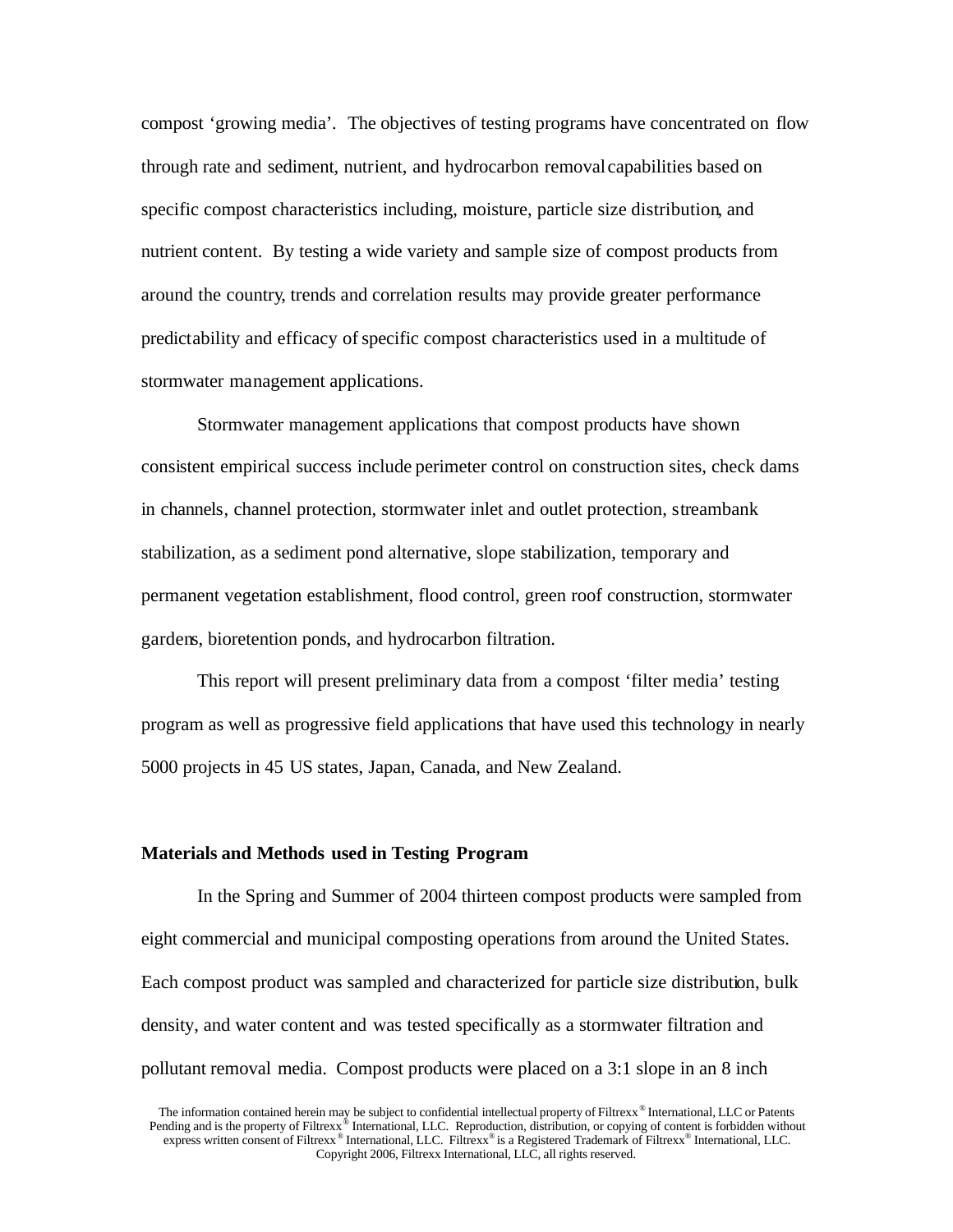compost 'growing media'. The objectives of testing programs have concentrated on flow through rate and sediment, nutrient, and hydrocarbon removal capabilities based on specific compost characteristics including, moisture, particle size distribution, and nutrient content. By testing a wide variety and sample size of compost products from around the country, trends and correlation results may provide greater performance predictability and efficacy of specific compost characteristics used in a multitude of stormwater management applications.

Stormwater management applications that compost products have shown consistent empirical success include perimeter control on construction sites, check dams in channels, channel protection, stormwater inlet and outlet protection, streambank stabilization, as a sediment pond alternative, slope stabilization, temporary and permanent vegetation establishment, flood control, green roof construction, stormwater gardens, bioretention ponds, and hydrocarbon filtration.

This report will present preliminary data from a compost 'filter media' testing program as well as progressive field applications that have used this technology in nearly 5000 projects in 45 US states, Japan, Canada, and New Zealand.

**Materials and Methods used in Testing Program**

In the Spring and Summer of 2004 thirteen compost products were sampled from eight commercial and municipal composting operations from around the United States. Each compost product was sampled and characterized for particle size distribution, bulk density, and water content and was tested specifically as a stormwater filtration and pollutant removal media. Compost products were placed on a 3:1 slope in an 8 inch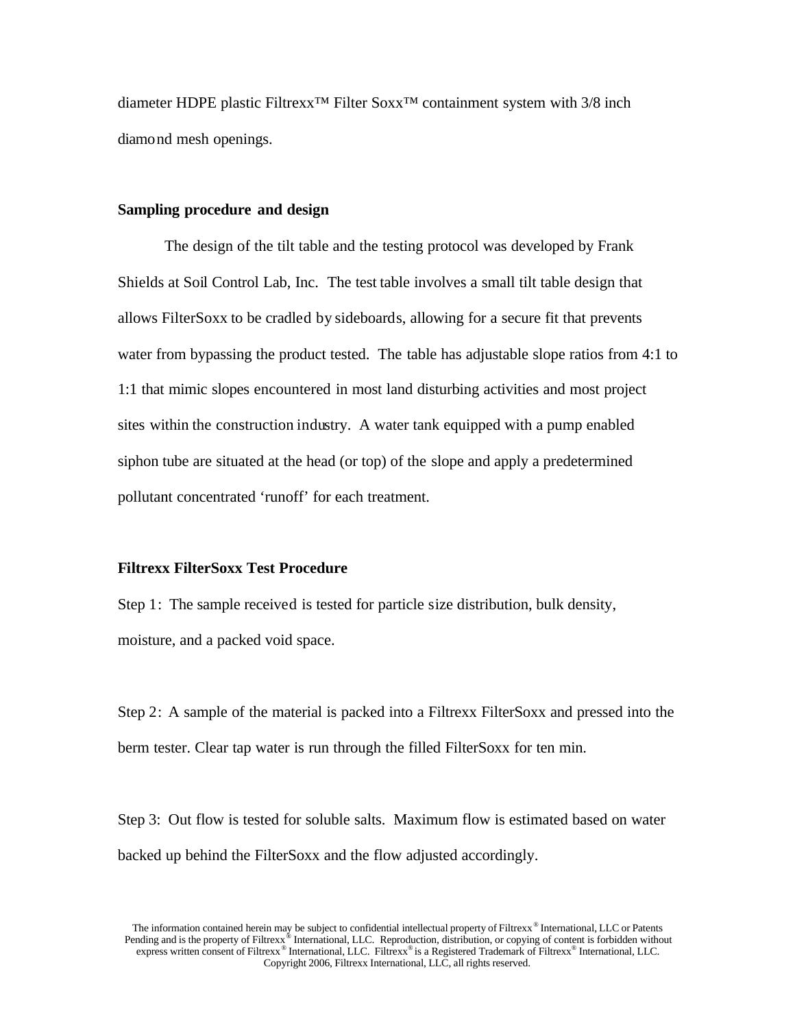diameter HDPE plastic Filtrexx™ Filter Soxx™ containment system with 3/8 inch diamond mesh openings.

**Sampling procedure and design**

The design of the tilt table and the testing protocol was developed by Frank Shields at Soil Control Lab, Inc. The test table involves a small tilt table design that allows FilterSoxx to be cradled by sideboards, allowing for a secure fit that prevents water from bypassing the product tested. The table has adjustable slope ratios from 4:1 to 1:1 that mimic slopes encountered in most land disturbing activities and most project sites within the construction industry. A water tank equipped with a pump enabled siphon tube are situated at the head (or top) of the slope and apply a predetermined pollutant concentrated 'runoff' for each treatment.

**Filtrexx FilterSoxx Test Procedure**

Step 1: The sample received is tested for particle size distribution, bulk density, moisture, and a packed void space.

Step 2: A sample of the material is packed into a Filtrexx FilterSoxx and pressed into the berm tester. Clear tap water is run through the filled FilterSoxx for ten min.

Step 3: Out flow is tested for soluble salts. Maximum flow is estimated based on water backed up behind the FilterSoxx and the flow adjusted accordingly.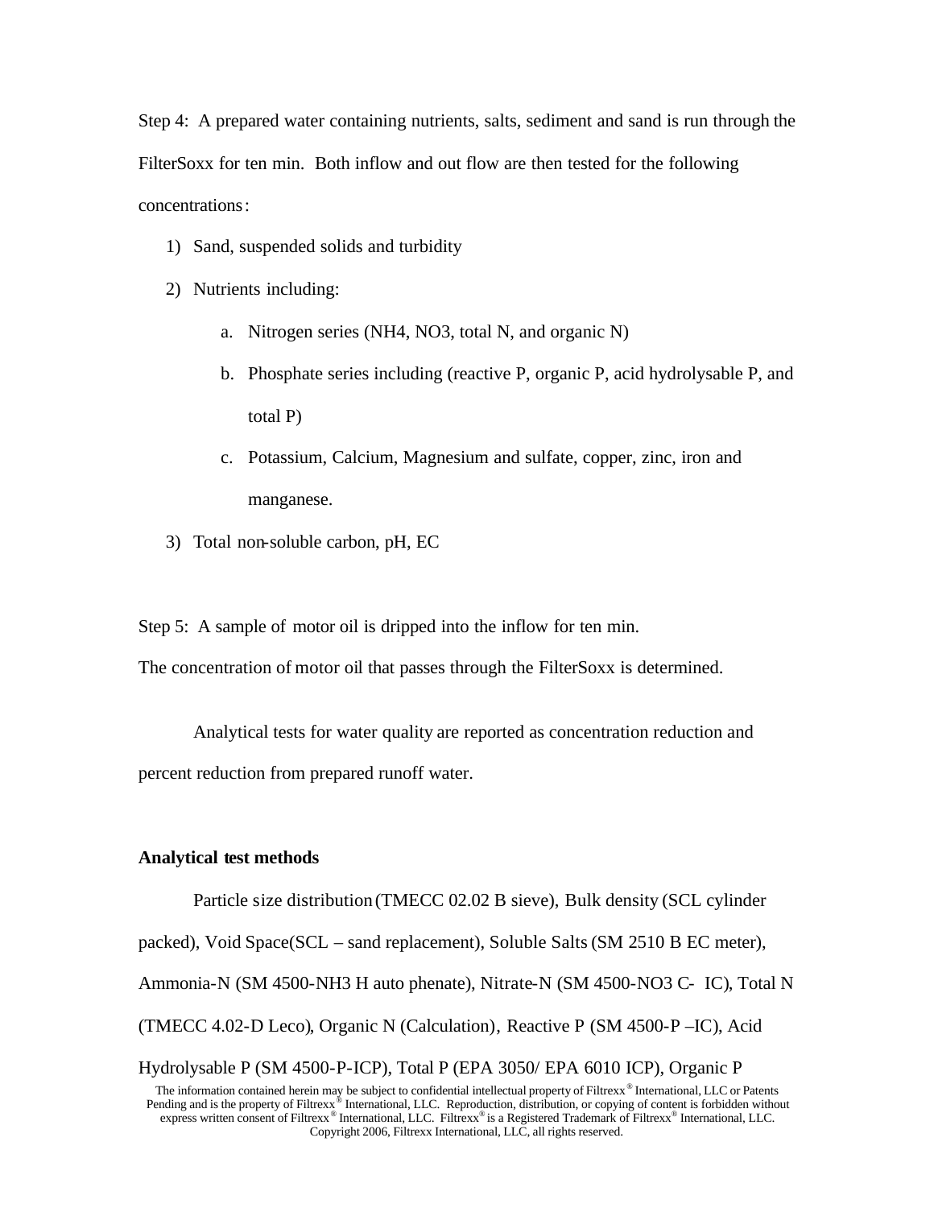Step 4: A prepared water containing nutrients, salts, sediment and sand is run through the FilterSoxx for ten min. Both inflow and out flow are then tested for the following concentrations:

1) Sand, suspended solids and turbidity
2) Nutrients including:
    a. Nitrogen series ($NH_4$, $NO_3$, total N, and organic N)
    b. Phosphate series including (reactive P, organic P, acid hydrolysable P, and total P)
    c. Potassium, Calcium, Magnesium and sulfate, copper, zinc, iron and manganese.
3) Total non-soluble carbon, pH, EC

Step 5: A sample of motor oil is dripped into the inflow for ten min.
The concentration of motor oil that passes through the FilterSoxx is determined.

Analytical tests for water quality are reported as concentration reduction and percent reduction from prepared runoff water.

**Analytical test methods**

Particle size distribution (TMECC 02.02 B sieve), Bulk density (SCL cylinder packed), Void Space (SCL – sand replacement), Soluble Salts (SM 2510 B EC meter), Ammonia-N (SM 4500-$NH_3$ H auto phenate), Nitrate-N (SM 4500-$NO_3$ C- IC), Total N (TMECC 4.02-D Leco), Organic N (Calculation), Reactive P (SM 4500-P –IC), Acid Hydrolysable P (SM 4500-P-ICP), Total P (EPA 3050/ EPA 6010 ICP), Organic P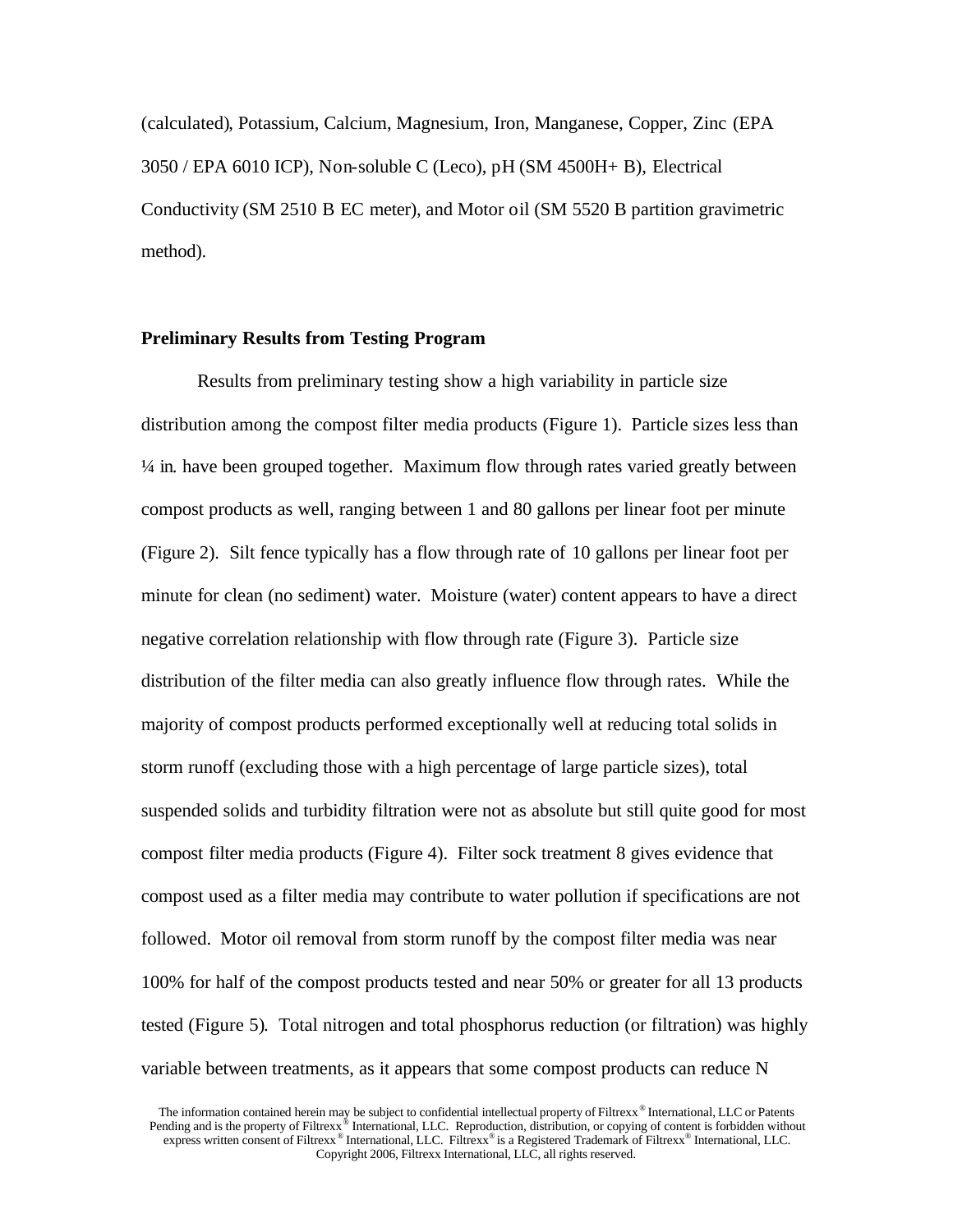(calculated), Potassium, Calcium, Magnesium, Iron, Manganese, Copper, Zinc (EPA 3050 / EPA 6010 ICP), Non-soluble C (Leco), pH (SM 4500H+ B), Electrical Conductivity (SM 2510 B EC meter), and Motor oil (SM 5520 B partition gravimetric method).

**Preliminary Results from Testing Program**

Results from preliminary testing show a high variability in particle size distribution among the compost filter media products (Figure 1). Particle sizes less than ¼ in. have been grouped together. Maximum flow through rates varied greatly between compost products as well, ranging between 1 and 80 gallons per linear foot per minute (Figure 2). Silt fence typically has a flow through rate of 10 gallons per linear foot per minute for clean (no sediment) water. Moisture (water) content appears to have a direct negative correlation relationship with flow through rate (Figure 3). Particle size distribution of the filter media can also greatly influence flow through rates. While the majority of compost products performed exceptionally well at reducing total solids in storm runoff (excluding those with a high percentage of large particle sizes), total suspended solids and turbidity filtration were not as absolute but still quite good for most compost filter media products (Figure 4). Filter sock treatment 8 gives evidence that compost used as a filter media may contribute to water pollution if specifications are not followed. Motor oil removal from storm runoff by the compost filter media was near 100% for half of the compost products tested and near 50% or greater for all 13 products tested (Figure 5). Total nitrogen and total phosphorus reduction (or filtration) was highly variable between treatments, as it appears that some compost products can reduce N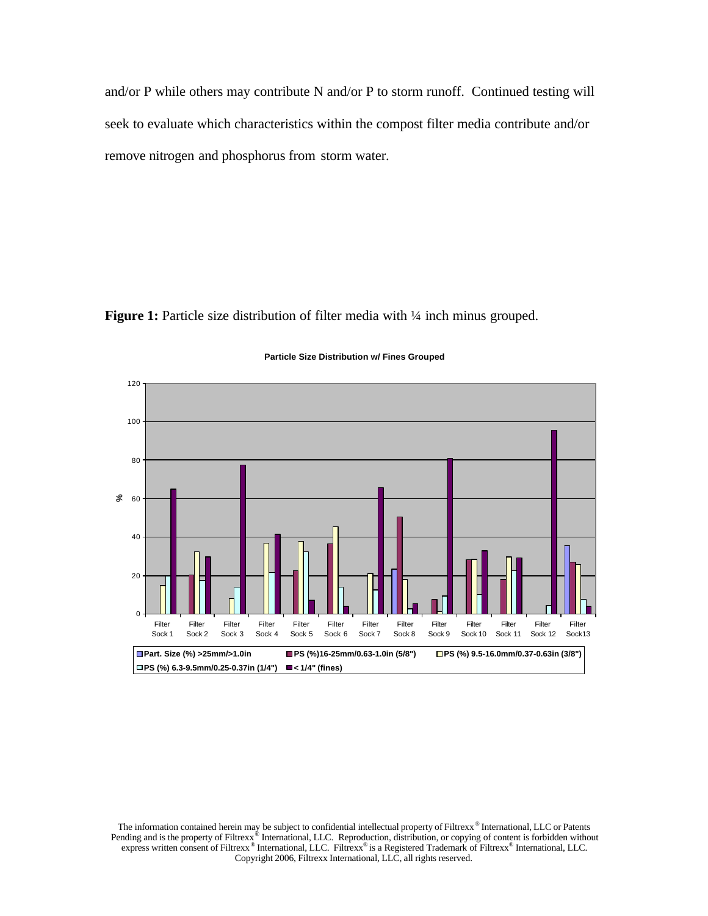and/or P while others may contribute N and/or P to storm runoff. Continued testing will seek to evaluate which characteristics within the compost filter media contribute and/or remove nitrogen and phosphorus from storm water.

**Figure 1:** Particle size distribution of filter media with ¼ inch minus grouped.

**Particle Size Distribution w/ Fines Grouped**

The information contained herein may be subject to confidential intellectual property of Filtrexx® International, LLC or Patents Pending and is the property of Filtrexx® International, LLC. Reproduction, distribution, or copying of content is forbidden without express written consent of Filtrexx® International, LLC. Filtrexx® is a Registered Trademark of Filtrexx® International, LLC. Copyright 2006, Filtrexx International, LLC, all rights reserved.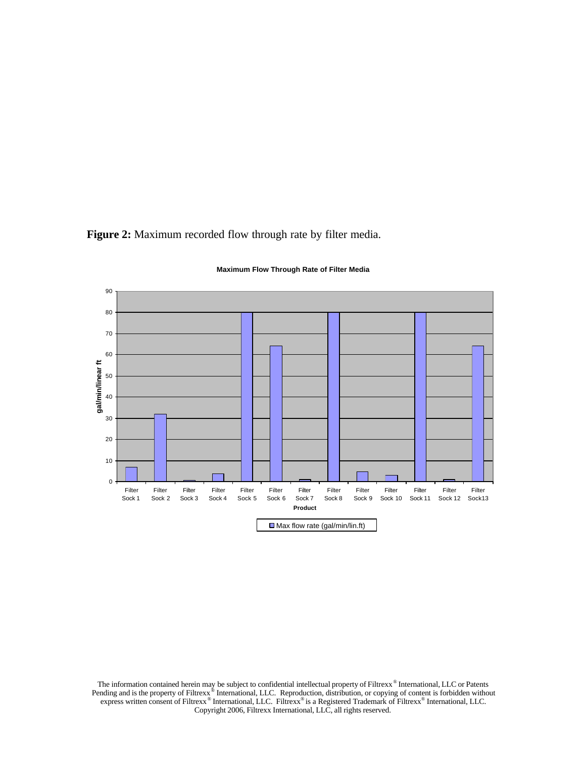**Figure 2:** Maximum recorded flow through rate by filter media.

**Maximum Flow Through Rate of Filter Media**

gal/min/linear ft

Filter Sock 1, Filter Sock 2, Filter Sock 3, Filter Sock 4, Filter Sock 5, Filter Sock 6, Filter Sock 7, Filter Sock 8, Filter Sock 9, Filter Sock 10, Filter Sock 11, Filter Sock 12, Filter Sock13

**Product**

Max flow rate (gal/min/lin.ft)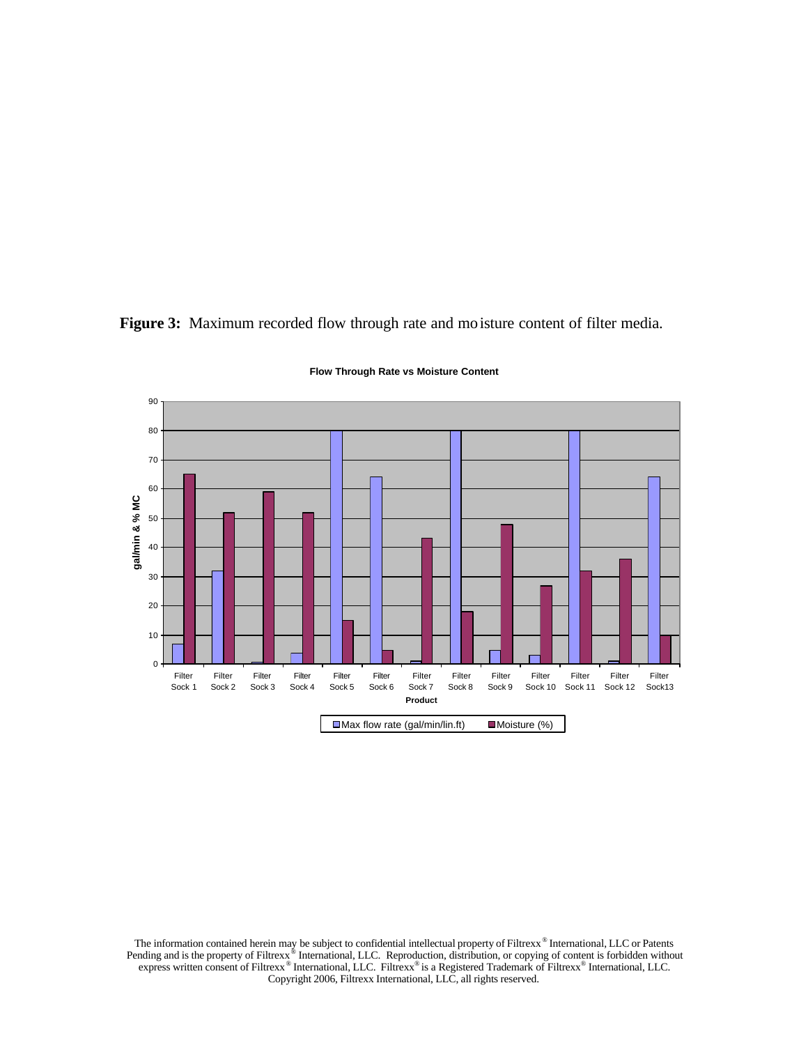**Figure 3:** Maximum recorded flow through rate and moisture content of filter media.

The information contained herein may be subject to confidential intellectual property of Filtrexx® International, LLC or Patents Pending and is the property of Filtrexx® International, LLC. Reproduction, distribution, or copying of content is forbidden without express written consent of Filtrexx® International, LLC. Filtrexx® is a Registered Trademark of Filtrexx® International, LLC. Copyright 2006, Filtrexx International, LLC, all rights reserved.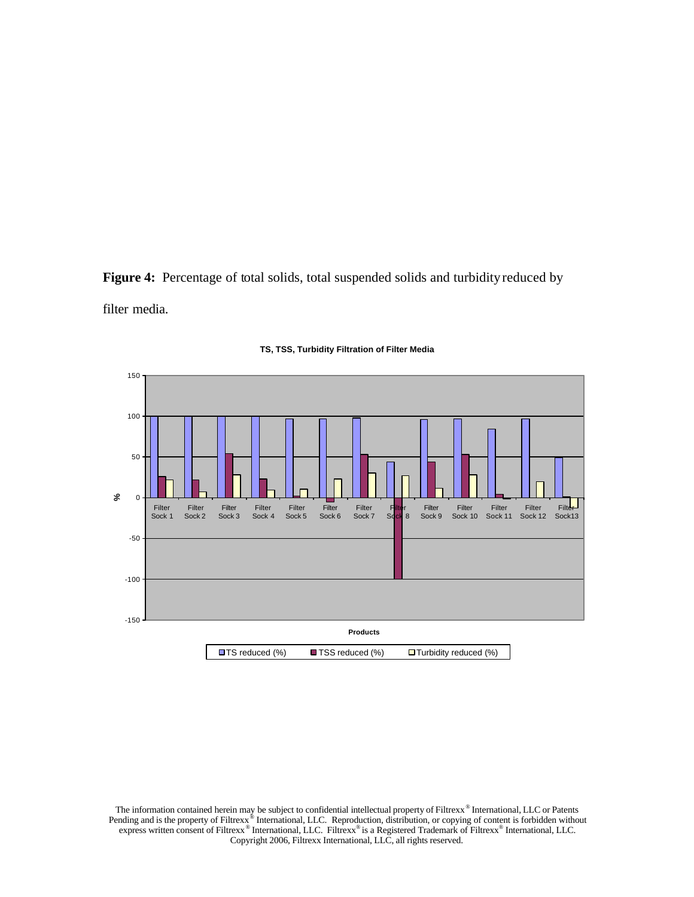**Figure 4:** Percentage of total solids, total suspended solids and turbidity reduced by filter media.

**TS, TSS, Turbidity Filtration of Filter Media**

The information contained herein may be subject to confidential intellectual property of Filtrexx® International, LLC or Patents Pending and is the property of Filtrexx® International, LLC. Reproduction, distribution, or copying of content is forbidden without express written consent of Filtrexx® International, LLC. Filtrexx® is a Registered Trademark of Filtrexx® International, LLC. Copyright 2006, Filtrexx International, LLC, all rights reserved.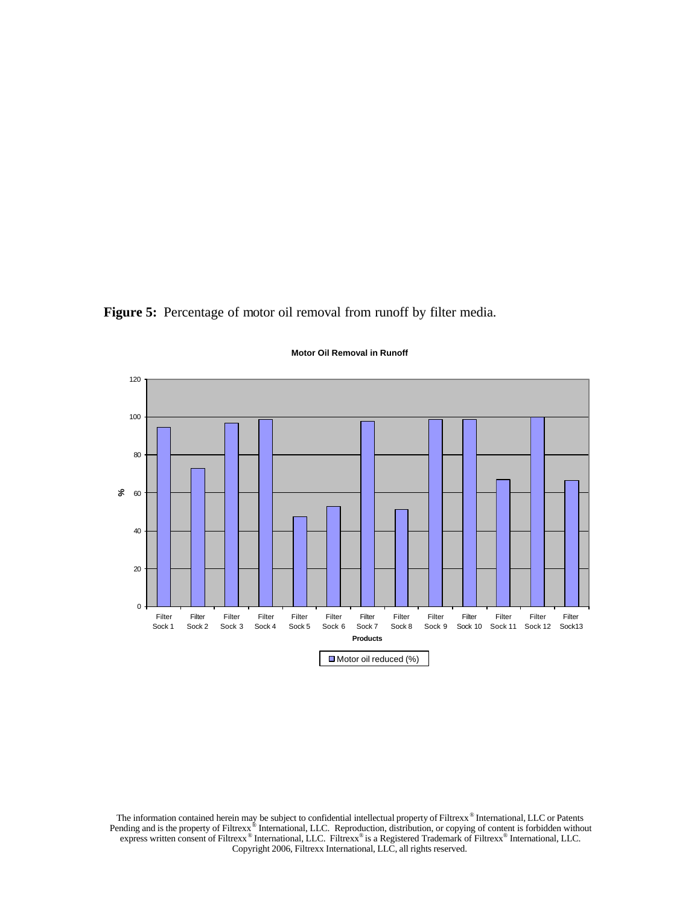**Figure 5:** Percentage of motor oil removal from runoff by filter media.

**Motor Oil Removal in Runoff**

| Products | Motor oil reduced (%) |
|---|---|
| Filter Sock 1 | ~94 |
| Filter Sock 2 | ~73 |
| Filter Sock 3 | ~97 |
| Filter Sock 4 | ~99 |
| Filter Sock 5 | ~47 |
| Filter Sock 6 | ~53 |
| Filter Sock 7 | ~98 |
| Filter Sock 8 | ~51 |
| Filter Sock 9 | ~99 |
| Filter Sock 10 | ~99 |
| Filter Sock 11 | ~67 |
| Filter Sock 12 | ~100 |
| Filter Sock13 | ~66 |

The information contained herein may be subject to confidential intellectual property of Filtrexx® International, LLC or Patents Pending and is the property of Filtrexx® International, LLC. Reproduction, distribution, or copying of content is forbidden without express written consent of Filtrexx® International, LLC. Filtrexx® is a Registered Trademark of Filtrexx® International, LLC. Copyright 2006, Filtrexx International, LLC, all rights reserved.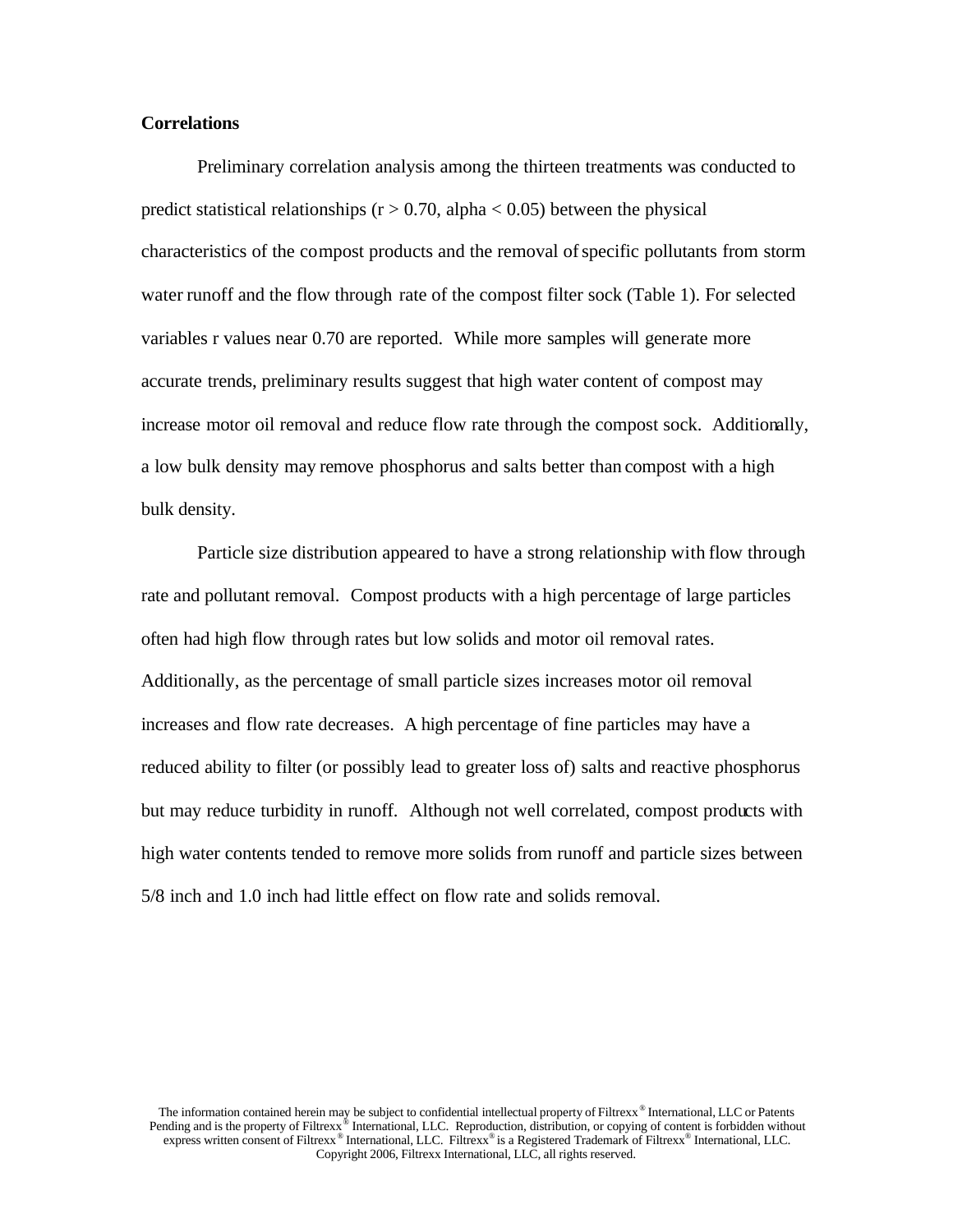**Correlations**

Preliminary correlation analysis among the thirteen treatments was conducted to predict statistical relationships ($r > 0.70$, alpha $< 0.05$) between the physical characteristics of the compost products and the removal of specific pollutants from storm water runoff and the flow through rate of the compost filter sock (Table 1). For selected variables r values near 0.70 are reported. While more samples will generate more accurate trends, preliminary results suggest that high water content of compost may increase motor oil removal and reduce flow rate through the compost sock. Additionally, a low bulk density may remove phosphorus and salts better than compost with a high bulk density.

Particle size distribution appeared to have a strong relationship with flow through rate and pollutant removal. Compost products with a high percentage of large particles often had high flow through rates but low solids and motor oil removal rates. Additionally, as the percentage of small particle sizes increases motor oil removal increases and flow rate decreases. A high percentage of fine particles may have a reduced ability to filter (or possibly lead to greater loss of) salts and reactive phosphorus but may reduce turbidity in runoff. Although not well correlated, compost products with high water contents tended to remove more solids from runoff and particle sizes between 5/8 inch and 1.0 inch had little effect on flow rate and solids removal.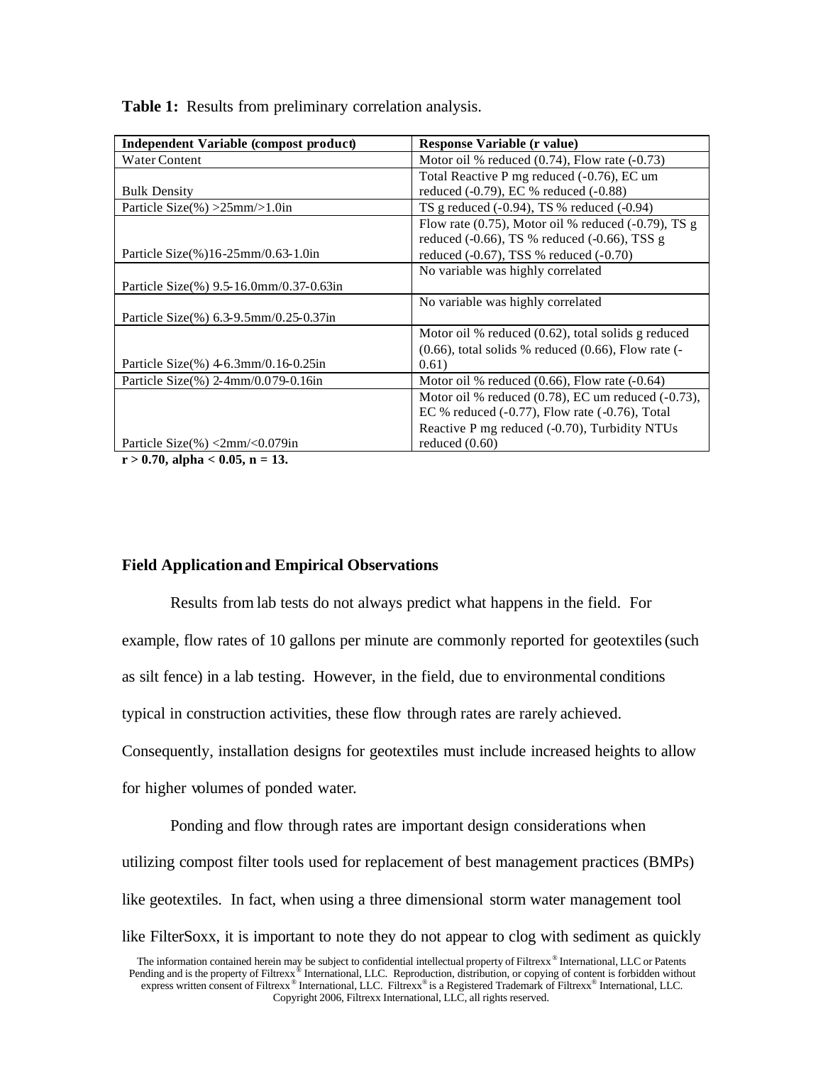**Table 1:** Results from preliminary correlation analysis.

| Independent Variable (compost product) | Response Variable (r value) |
|---|---|
| Water Content | Motor oil % reduced (0.74), Flow rate (-0.73) |
| Bulk Density | Total Reactive P mg reduced (-0.76), EC um reduced (-0.79), EC % reduced (-0.88) |
| Particle Size(%) >25mm/>1.0in | TS g reduced (-0.94), TS % reduced (-0.94) |
| Particle Size(%)16-25mm/0.63-1.0in | Flow rate (0.75), Motor oil % reduced (-0.79), TS g reduced (-0.66), TS % reduced (-0.66), TSS g reduced (-0.67), TSS % reduced (-0.70) |
| Particle Size(%) 9.5-16.0mm/0.37-0.63in | No variable was highly correlated |
| Particle Size(%) 6.3-9.5mm/0.25-0.37in | No variable was highly correlated |
| Particle Size(%) 4-6.3mm/0.16-0.25in | Motor oil % reduced (0.62), total solids g reduced (0.66), total solids % reduced (0.66), Flow rate (-0.61) |
| Particle Size(%) 2-4mm/0.079-0.16in | Motor oil % reduced (0.66), Flow rate (-0.64) |
| Particle Size(%) <2mm/<0.079in | Motor oil % reduced (0.78), EC um reduced (-0.73), EC % reduced (-0.77), Flow rate (-0.76), Total Reactive P mg reduced (-0.70), Turbidity NTUs reduced (0.60) |

**$r > 0.70$, alpha $< 0.05$, $n = 13$.**

### Field Application and Empirical Observations

Results from lab tests do not always predict what happens in the field. For example, flow rates of 10 gallons per minute are commonly reported for geotextiles (such as silt fence) in a lab testing. However, in the field, due to environmental conditions typical in construction activities, these flow through rates are rarely achieved. Consequently, installation designs for geotextiles must include increased heights to allow for higher volumes of ponded water.

Ponding and flow through rates are important design considerations when utilizing compost filter tools used for replacement of best management practices (BMPs) like geotextiles. In fact, when using a three dimensional storm water management tool like FilterSoxx, it is important to note they do not appear to clog with sediment as quickly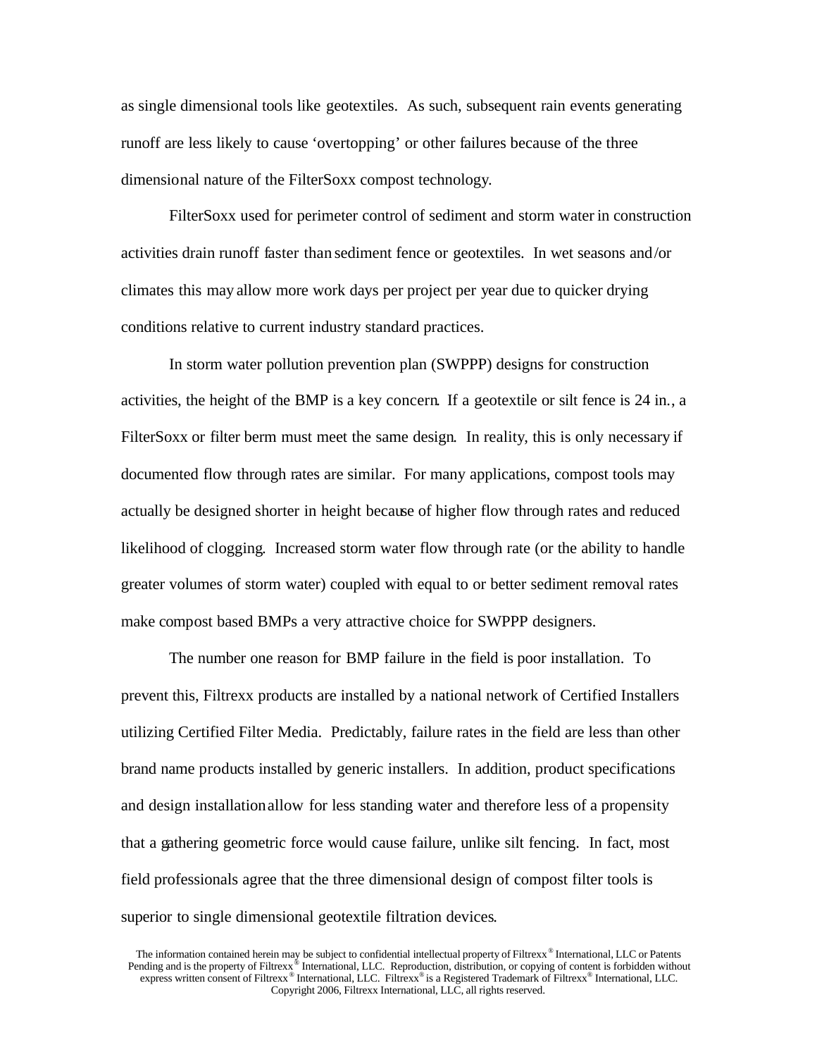as single dimensional tools like geotextiles. As such, subsequent rain events generating runoff are less likely to cause 'overtopping' or other failures because of the three dimensional nature of the FilterSoxx compost technology.

FilterSoxx used for perimeter control of sediment and storm water in construction activities drain runoff faster than sediment fence or geotextiles. In wet seasons and/or climates this may allow more work days per project per year due to quicker drying conditions relative to current industry standard practices.

In storm water pollution prevention plan (SWPPP) designs for construction activities, the height of the BMP is a key concern. If a geotextile or silt fence is 24 in., a FilterSoxx or filter berm must meet the same design. In reality, this is only necessary if documented flow through rates are similar. For many applications, compost tools may actually be designed shorter in height because of higher flow through rates and reduced likelihood of clogging. Increased storm water flow through rate (or the ability to handle greater volumes of storm water) coupled with equal to or better sediment removal rates make compost based BMPs a very attractive choice for SWPPP designers.

The number one reason for BMP failure in the field is poor installation. To prevent this, Filtrexx products are installed by a national network of Certified Installers utilizing Certified Filter Media. Predictably, failure rates in the field are less than other brand name products installed by generic installers. In addition, product specifications and design installation allow for less standing water and therefore less of a propensity that a gathering geometric force would cause failure, unlike silt fencing. In fact, most field professionals agree that the three dimensional design of compost filter tools is superior to single dimensional geotextile filtration devices.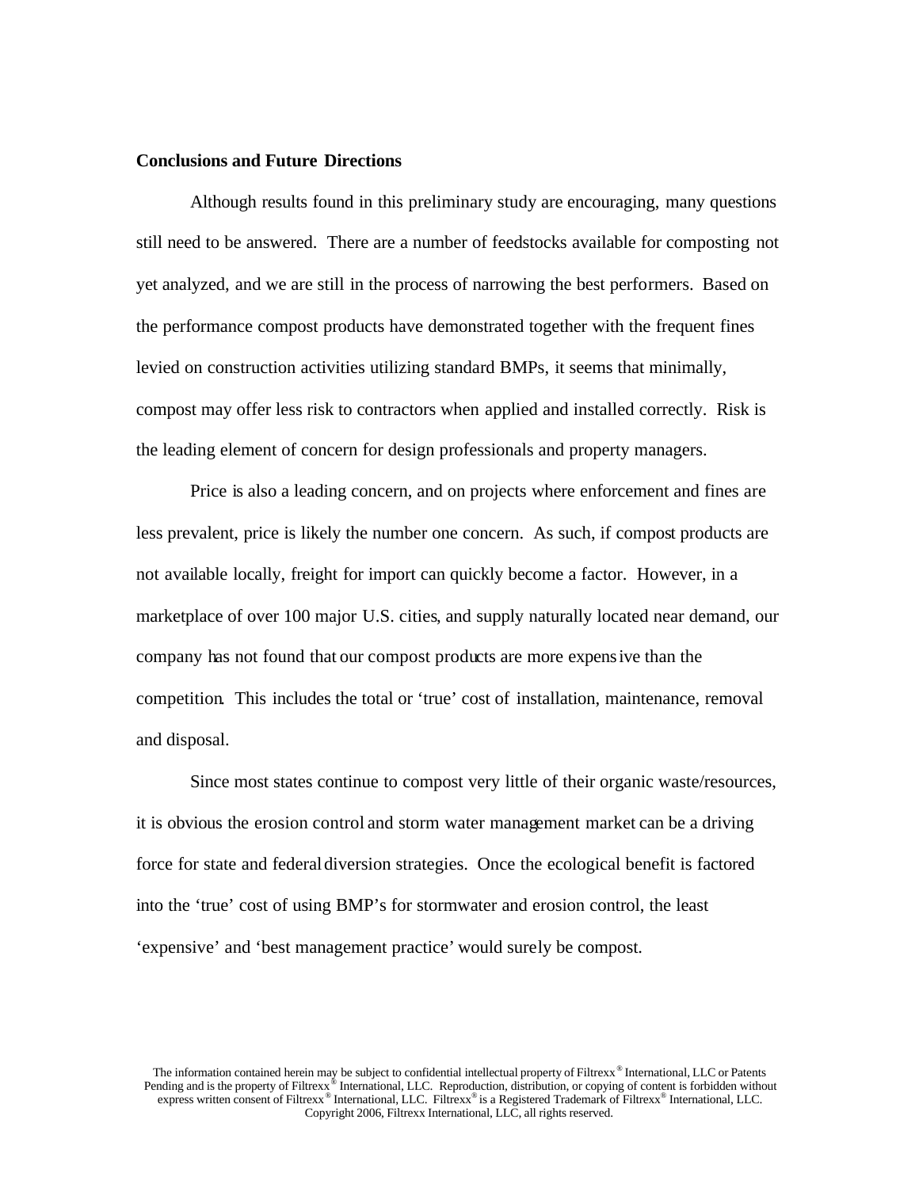**Conclusions and Future Directions**

Although results found in this preliminary study are encouraging, many questions still need to be answered. There are a number of feedstocks available for composting not yet analyzed, and we are still in the process of narrowing the best performers. Based on the performance compost products have demonstrated together with the frequent fines levied on construction activities utilizing standard BMPs, it seems that minimally, compost may offer less risk to contractors when applied and installed correctly. Risk is the leading element of concern for design professionals and property managers.

Price is also a leading concern, and on projects where enforcement and fines are less prevalent, price is likely the number one concern. As such, if compost products are not available locally, freight for import can quickly become a factor. However, in a marketplace of over 100 major U.S. cities, and supply naturally located near demand, our company has not found that our compost products are more expensive than the competition. This includes the total or 'true' cost of installation, maintenance, removal and disposal.

Since most states continue to compost very little of their organic waste/resources, it is obvious the erosion control and storm water management market can be a driving force for state and federal diversion strategies. Once the ecological benefit is factored into the 'true' cost of using BMP's for stormwater and erosion control, the least 'expensive' and 'best management practice' would surely be compost.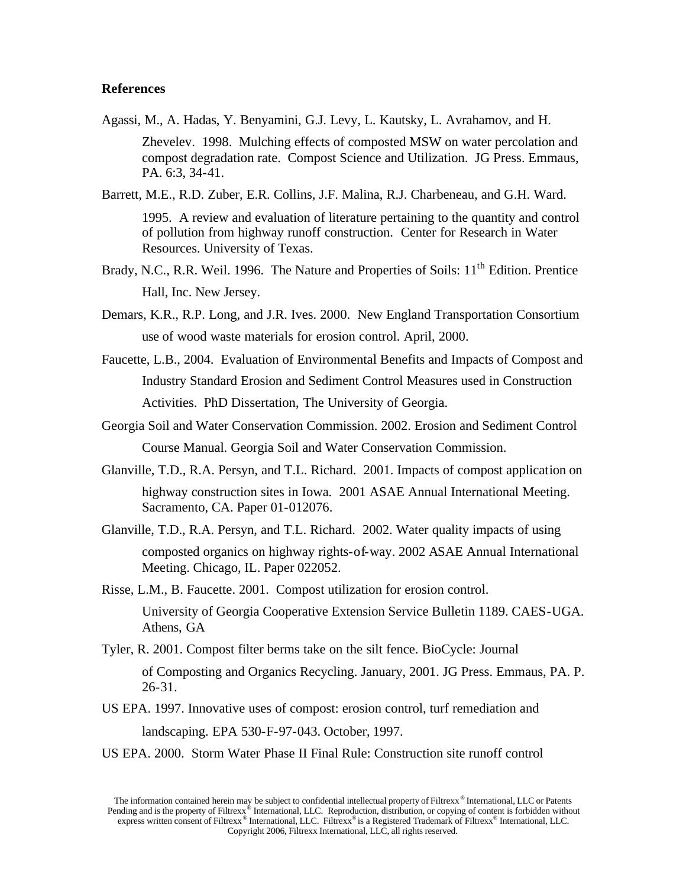**References**

Agassi, M., A. Hadas, Y. Benyamini, G.J. Levy, L. Kautsky, L. Avrahamov, and H. Zhevelev. 1998. Mulching effects of composted MSW on water percolation and compost degradation rate. Compost Science and Utilization. JG Press. Emmaus, PA. 6:3, 34-41.

Barrett, M.E., R.D. Zuber, E.R. Collins, J.F. Malina, R.J. Charbeneau, and G.H. Ward. 1995. A review and evaluation of literature pertaining to the quantity and control of pollution from highway runoff construction. Center for Research in Water Resources. University of Texas.

Brady, N.C., R.R. Weil. 1996. The Nature and Properties of Soils: 11th Edition. Prentice Hall, Inc. New Jersey.

Demars, K.R., R.P. Long, and J.R. Ives. 2000. New England Transportation Consortium use of wood waste materials for erosion control. April, 2000.

Faucette, L.B., 2004. Evaluation of Environmental Benefits and Impacts of Compost and Industry Standard Erosion and Sediment Control Measures used in Construction Activities. PhD Dissertation, The University of Georgia.

Georgia Soil and Water Conservation Commission. 2002. Erosion and Sediment Control Course Manual. Georgia Soil and Water Conservation Commission.

Glanville, T.D., R.A. Persyn, and T.L. Richard. 2001. Impacts of compost application on highway construction sites in Iowa. 2001 ASAE Annual International Meeting. Sacramento, CA. Paper 01-012076.

Glanville, T.D., R.A. Persyn, and T.L. Richard. 2002. Water quality impacts of using composted organics on highway rights-of-way. 2002 ASAE Annual International Meeting. Chicago, IL. Paper 022052.

Risse, L.M., B. Faucette. 2001. Compost utilization for erosion control. University of Georgia Cooperative Extension Service Bulletin 1189. CAES-UGA. Athens, GA

Tyler, R. 2001. Compost filter berms take on the silt fence. BioCycle: Journal of Composting and Organics Recycling. January, 2001. JG Press. Emmaus, PA. P. 26-31.

US EPA. 1997. Innovative uses of compost: erosion control, turf remediation and landscaping. EPA 530-F-97-043. October, 1997.

US EPA. 2000. Storm Water Phase II Final Rule: Construction site runoff control

The information contained herein may be subject to confidential intellectual property of Filtrexx® International, LLC or Patents Pending and is the property of Filtrexx® International, LLC. Reproduction, distribution, or copying of content is forbidden without express written consent of Filtrexx® International, LLC. Filtrexx® is a Registered Trademark of Filtrexx® International, LLC. Copyright 2006, Filtrexx International, LLC, all rights reserved.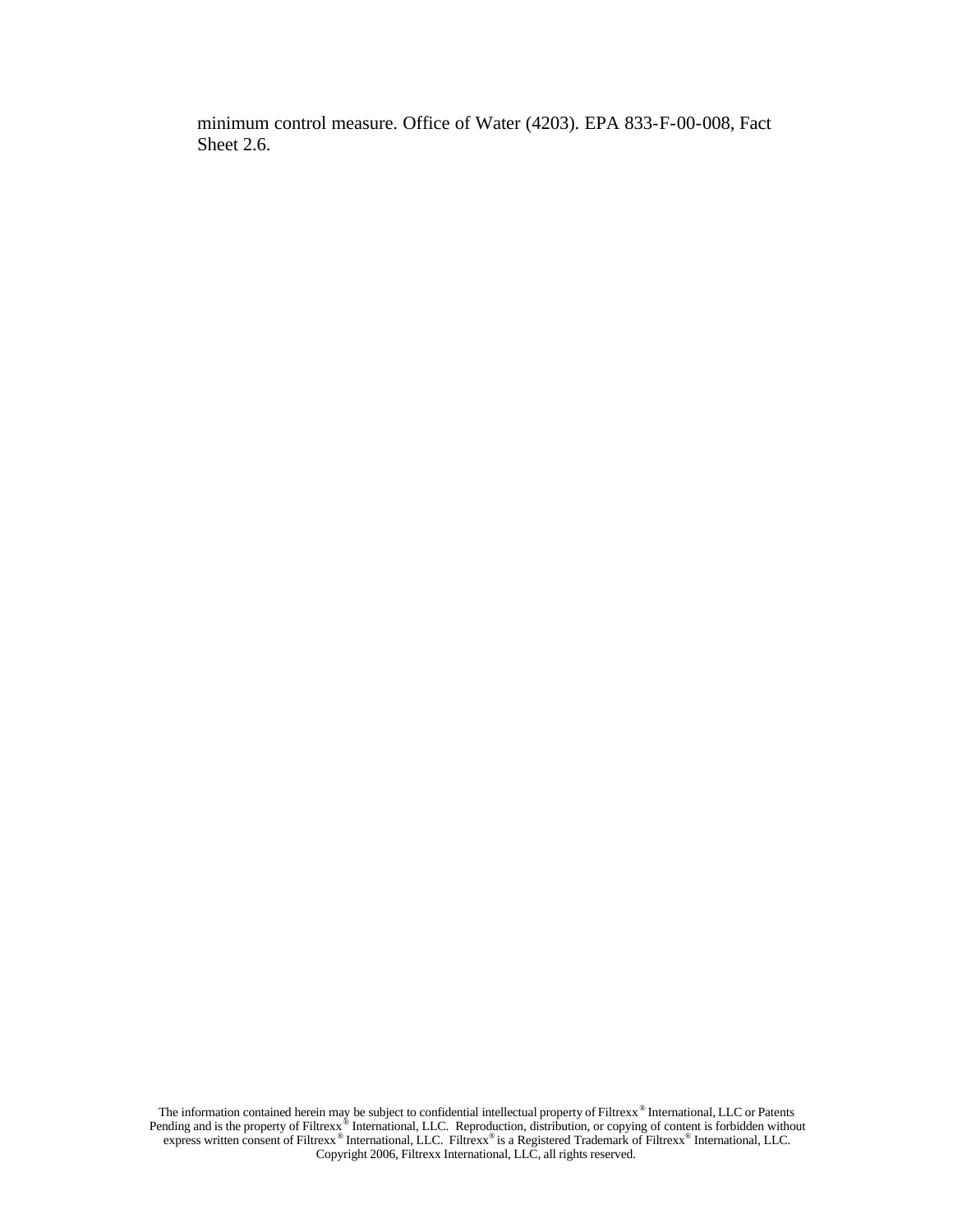minimum control measure. Office of Water (4203). EPA 833-F-00-008, Fact Sheet 2.6.